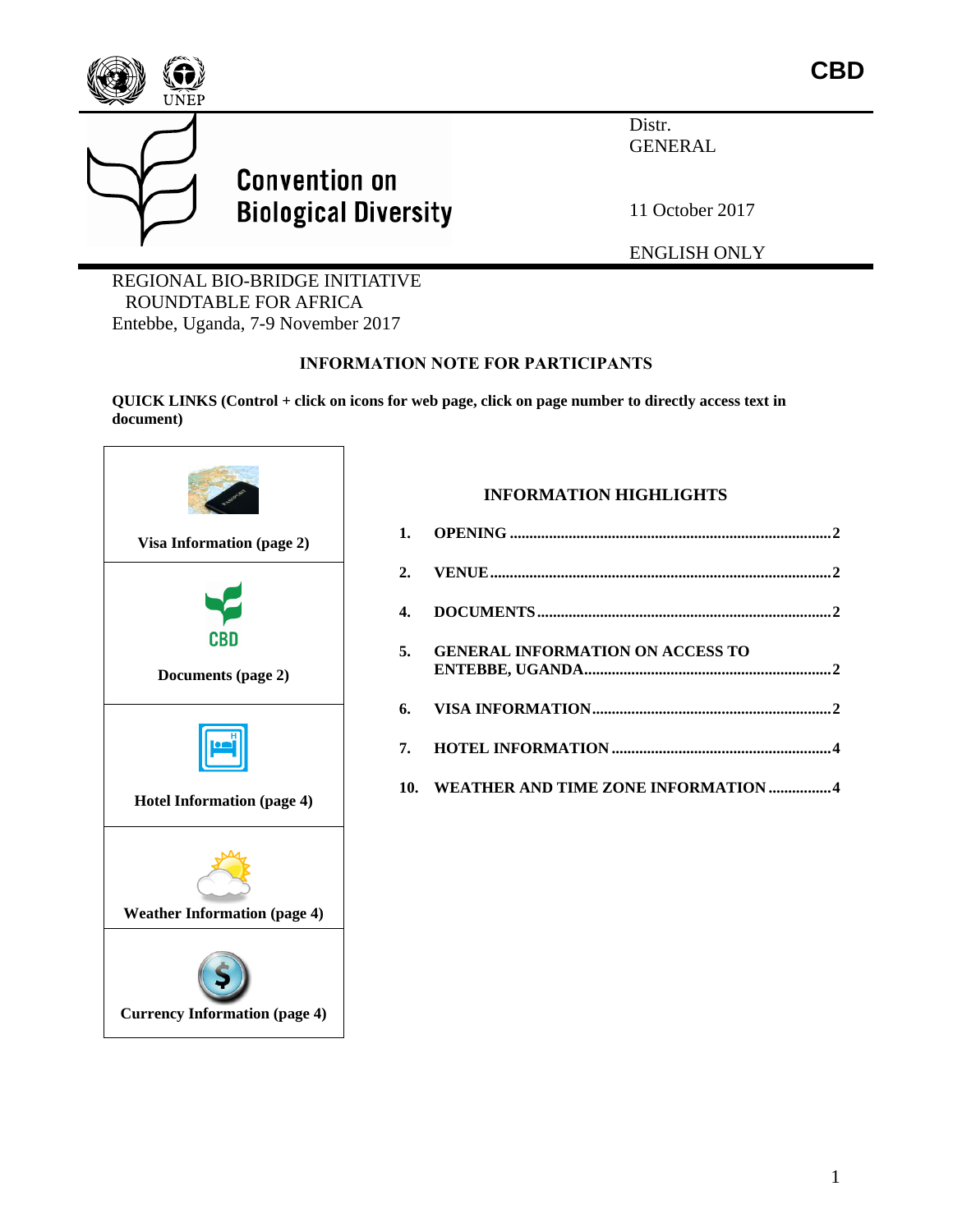CBD

Convention on Biological Diversity

Distr.
GENERAL

11 October 2017

ENGLISH ONLY

REGIONAL BIO-BRIDGE INITIATIVE
ROUNDTABLE FOR AFRICA
Entebbe, Uganda, 7-9 November 2017

## INFORMATION NOTE FOR PARTICIPANTS

**QUICK LINKS (Control + click on icons for web page, click on page number to directly access text in document)**

| |
|---|
| **Visa Information (page 2)** |
| **Documents (page 2)** |
| **Hotel Information (page 4)** |
| **Weather Information (page 4)** |
| **Currency Information (page 4)** |

### INFORMATION HIGHLIGHTS

| | | |
|---|---|---|
| **1.** | **OPENING** | **2** |
| **2.** | **VENUE** | **2** |
| **4.** | **DOCUMENTS** | **2** |
| **5.** | **GENERAL INFORMATION ON ACCESS TO ENTEBBE, UGANDA** | **2** |
| **6.** | **VISA INFORMATION** | **2** |
| **7.** | **HOTEL INFORMATION** | **4** |
| **10.** | **WEATHER AND TIME ZONE INFORMATION** | **4** |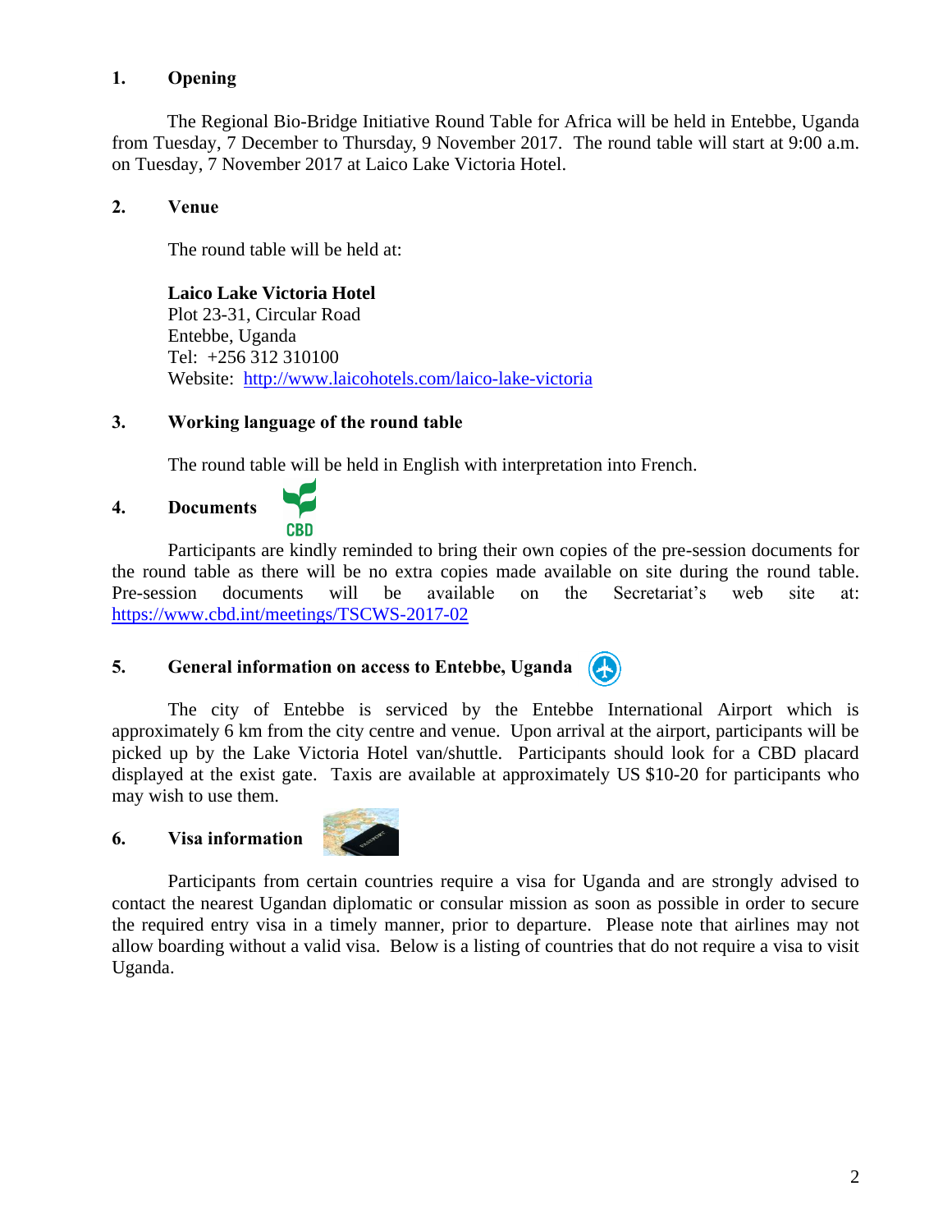**1. Opening**

The Regional Bio-Bridge Initiative Round Table for Africa will be held in Entebbe, Uganda from Tuesday, 7 December to Thursday, 9 November 2017. The round table will start at 9:00 a.m. on Tuesday, 7 November 2017 at Laico Lake Victoria Hotel.

**2. Venue**

The round table will be held at:

**Laico Lake Victoria Hotel**
Plot 23-31, Circular Road
Entebbe, Uganda
Tel: +256 312 310100
Website: http://www.laicohotels.com/laico-lake-victoria

**3. Working language of the round table**

The round table will be held in English with interpretation into French.

**4. Documents**

Participants are kindly reminded to bring their own copies of the pre-session documents for the round table as there will be no extra copies made available on site during the round table. Pre-session documents will be available on the Secretariat's web site at: https://www.cbd.int/meetings/TSCWS-2017-02

**5. General information on access to Entebbe, Uganda**

The city of Entebbe is serviced by the Entebbe International Airport which is approximately 6 km from the city centre and venue. Upon arrival at the airport, participants will be picked up by the Lake Victoria Hotel van/shuttle. Participants should look for a CBD placard displayed at the exist gate. Taxis are available at approximately US $10-20 for participants who may wish to use them.

**6. Visa information**

Participants from certain countries require a visa for Uganda and are strongly advised to contact the nearest Ugandan diplomatic or consular mission as soon as possible in order to secure the required entry visa in a timely manner, prior to departure. Please note that airlines may not allow boarding without a valid visa. Below is a listing of countries that do not require a visa to visit Uganda.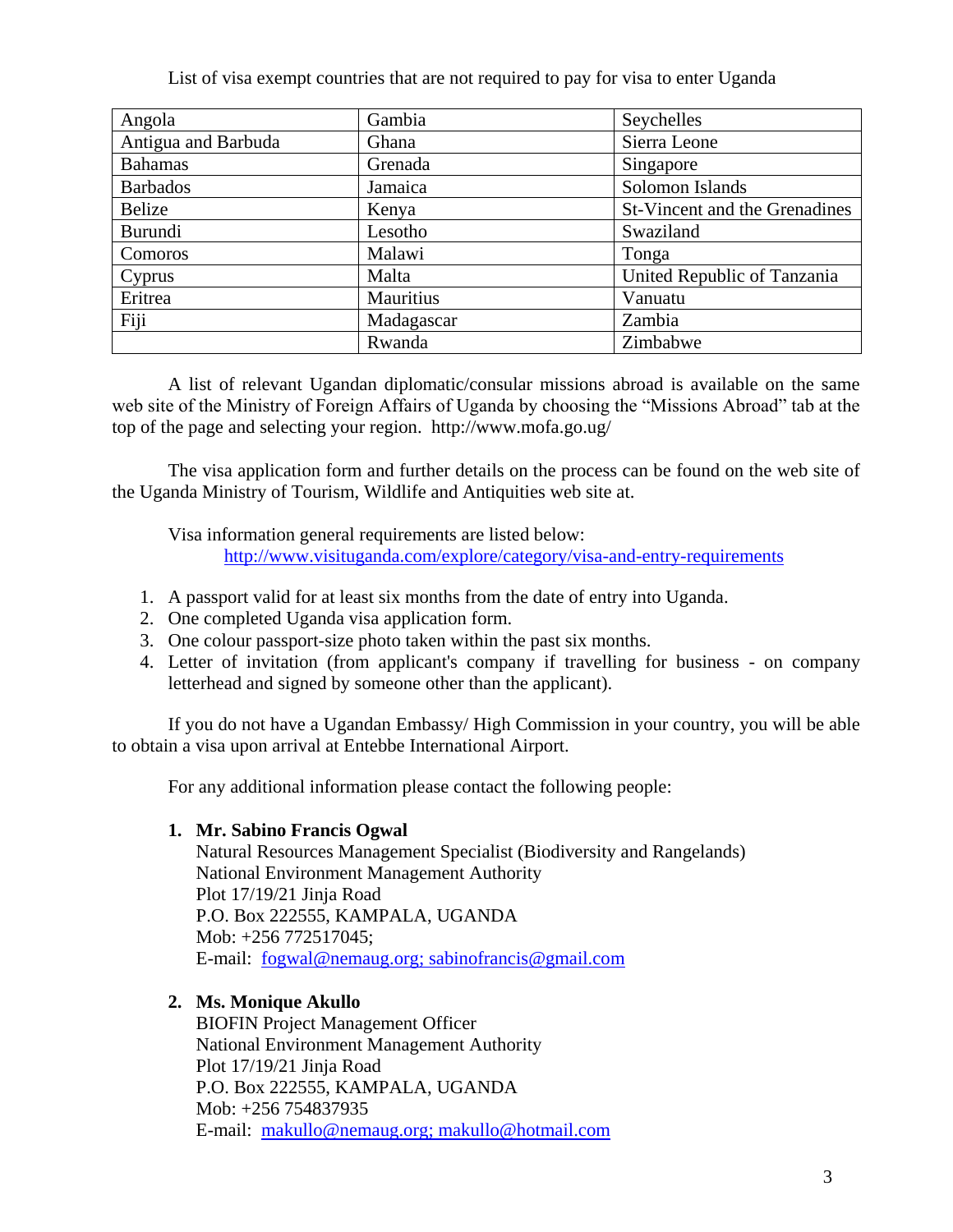List of visa exempt countries that are not required to pay for visa to enter Uganda

| Angola | Gambia | Seychelles |
|---|---|---|
| Antigua and Barbuda | Ghana | Sierra Leone |
| Bahamas | Grenada | Singapore |
| Barbados | Jamaica | Solomon Islands |
| Belize | Kenya | St-Vincent and the Grenadines |
| Burundi | Lesotho | Swaziland |
| Comoros | Malawi | Tonga |
| Cyprus | Malta | United Republic of Tanzania |
| Eritrea | Mauritius | Vanuatu |
| Fiji | Madagascar | Zambia |
| | Rwanda | Zimbabwe |

A list of relevant Ugandan diplomatic/consular missions abroad is available on the same web site of the Ministry of Foreign Affairs of Uganda by choosing the "Missions Abroad" tab at the top of the page and selecting your region. http://www.mofa.go.ug/

The visa application form and further details on the process can be found on the web site of the Uganda Ministry of Tourism, Wildlife and Antiquities web site at.

Visa information general requirements are listed below:
http://www.visituganda.com/explore/category/visa-and-entry-requirements

1. A passport valid for at least six months from the date of entry into Uganda.
2. One completed Uganda visa application form.
3. One colour passport-size photo taken within the past six months.
4. Letter of invitation (from applicant's company if travelling for business - on company letterhead and signed by someone other than the applicant).

If you do not have a Ugandan Embassy/ High Commission in your country, you will be able to obtain a visa upon arrival at Entebbe International Airport.

For any additional information please contact the following people:

1. **Mr. Sabino Francis Ogwal**
   Natural Resources Management Specialist (Biodiversity and Rangelands)
   National Environment Management Authority
   Plot 17/19/21 Jinja Road
   P.O. Box 222555, KAMPALA, UGANDA
   Mob: +256 772517045;
   E-mail: fogwal@nemaug.org; sabinofrancis@gmail.com

2. **Ms. Monique Akullo**
   BIOFIN Project Management Officer
   National Environment Management Authority
   Plot 17/19/21 Jinja Road
   P.O. Box 222555, KAMPALA, UGANDA
   Mob: +256 754837935
   E-mail: makullo@nemaug.org; makullo@hotmail.com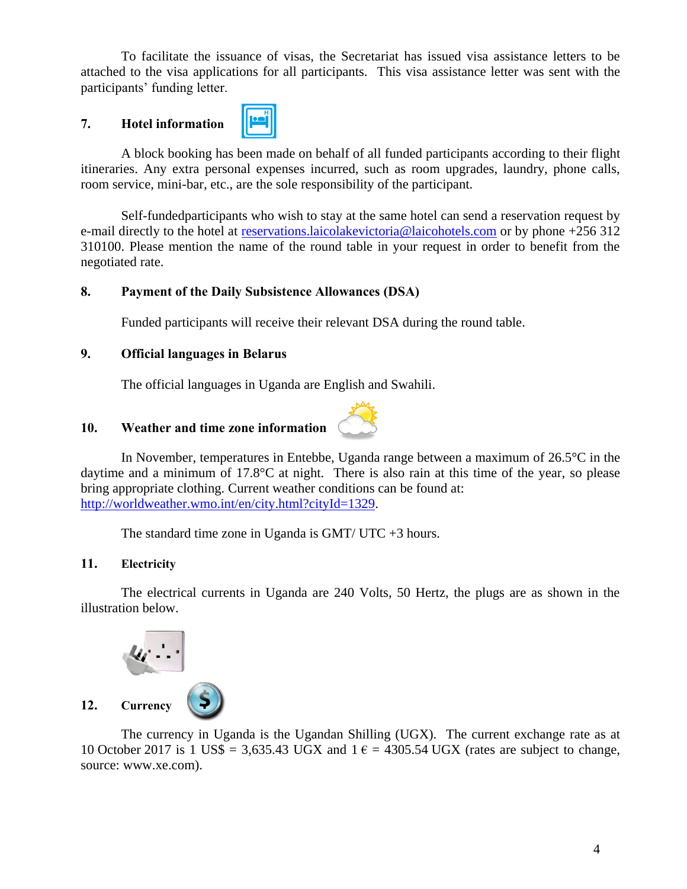To facilitate the issuance of visas, the Secretariat has issued visa assistance letters to be attached to the visa applications for all participants. This visa assistance letter was sent with the participants' funding letter.

## 7. Hotel information

A block booking has been made on behalf of all funded participants according to their flight itineraries. Any extra personal expenses incurred, such as room upgrades, laundry, phone calls, room service, mini-bar, etc., are the sole responsibility of the participant.

Self-fundedparticipants who wish to stay at the same hotel can send a reservation request by e-mail directly to the hotel at reservations.laicolakevictoria@laicohotels.com or by phone +256 312 310100. Please mention the name of the round table in your request in order to benefit from the negotiated rate.

## 8. Payment of the Daily Subsistence Allowances (DSA)

Funded participants will receive their relevant DSA during the round table.

## 9. Official languages in Belarus

The official languages in Uganda are English and Swahili.

## 10. Weather and time zone information

In November, temperatures in Entebbe, Uganda range between a maximum of 26.5°C in the daytime and a minimum of 17.8°C at night. There is also rain at this time of the year, so please bring appropriate clothing. Current weather conditions can be found at: http://worldweather.wmo.int/en/city.html?cityId=1329.

The standard time zone in Uganda is GMT/ UTC +3 hours.

## 11. Electricity

The electrical currents in Uganda are 240 Volts, 50 Hertz, the plugs are as shown in the illustration below.

## 12. Currency

The currency in Uganda is the Ugandan Shilling (UGX). The current exchange rate as at 10 October 2017 is 1 US$ = 3,635.43 UGX and 1 € = 4305.54 UGX (rates are subject to change, source: www.xe.com).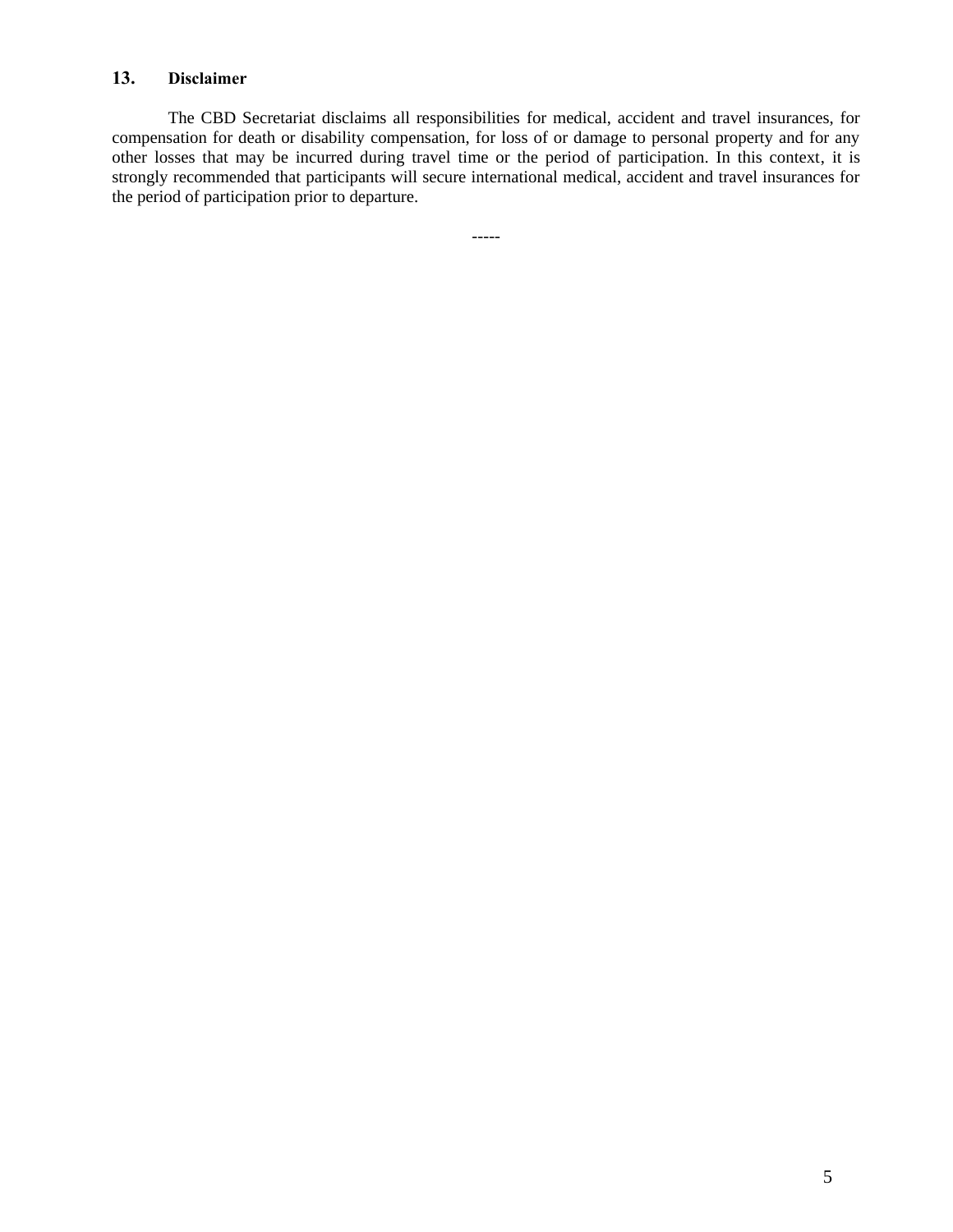## 13. Disclaimer

The CBD Secretariat disclaims all responsibilities for medical, accident and travel insurances, for compensation for death or disability compensation, for loss of or damage to personal property and for any other losses that may be incurred during travel time or the period of participation. In this context, it is strongly recommended that participants will secure international medical, accident and travel insurances for the period of participation prior to departure.

-----